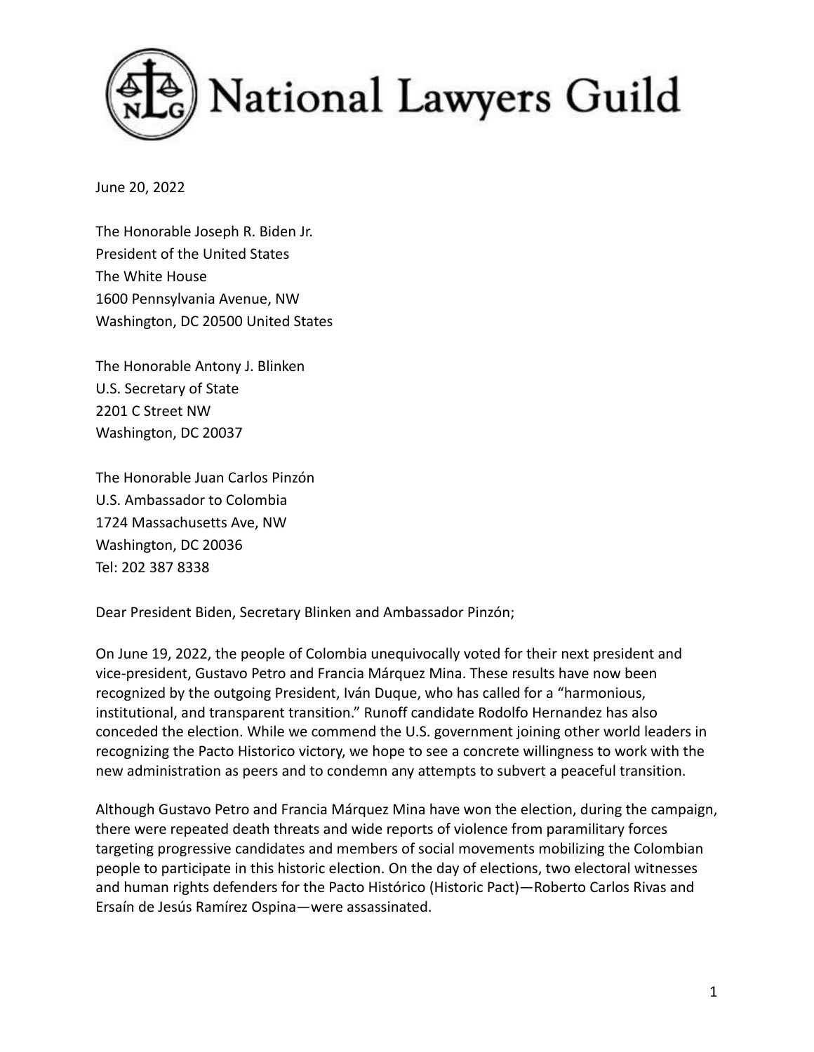# National Lawyers Guild

June 20, 2022

The Honorable Joseph R. Biden Jr.
President of the United States
The White House
1600 Pennsylvania Avenue, NW
Washington, DC 20500 United States

The Honorable Antony J. Blinken
U.S. Secretary of State
2201 C Street NW
Washington, DC 20037

The Honorable Juan Carlos Pinzón
U.S. Ambassador to Colombia
1724 Massachusetts Ave, NW
Washington, DC 20036
Tel: 202 387 8338

Dear President Biden, Secretary Blinken and Ambassador Pinzón;

On June 19, 2022, the people of Colombia unequivocally voted for their next president and vice-president, Gustavo Petro and Francia Márquez Mina. These results have now been recognized by the outgoing President, Iván Duque, who has called for a "harmonious, institutional, and transparent transition." Runoff candidate Rodolfo Hernandez has also conceded the election. While we commend the U.S. government joining other world leaders in recognizing the Pacto Historico victory, we hope to see a concrete willingness to work with the new administration as peers and to condemn any attempts to subvert a peaceful transition.

Although Gustavo Petro and Francia Márquez Mina have won the election, during the campaign, there were repeated death threats and wide reports of violence from paramilitary forces targeting progressive candidates and members of social movements mobilizing the Colombian people to participate in this historic election. On the day of elections, two electoral witnesses and human rights defenders for the Pacto Histórico (Historic Pact)—Roberto Carlos Rivas and Ersaín de Jesús Ramírez Ospina—were assassinated.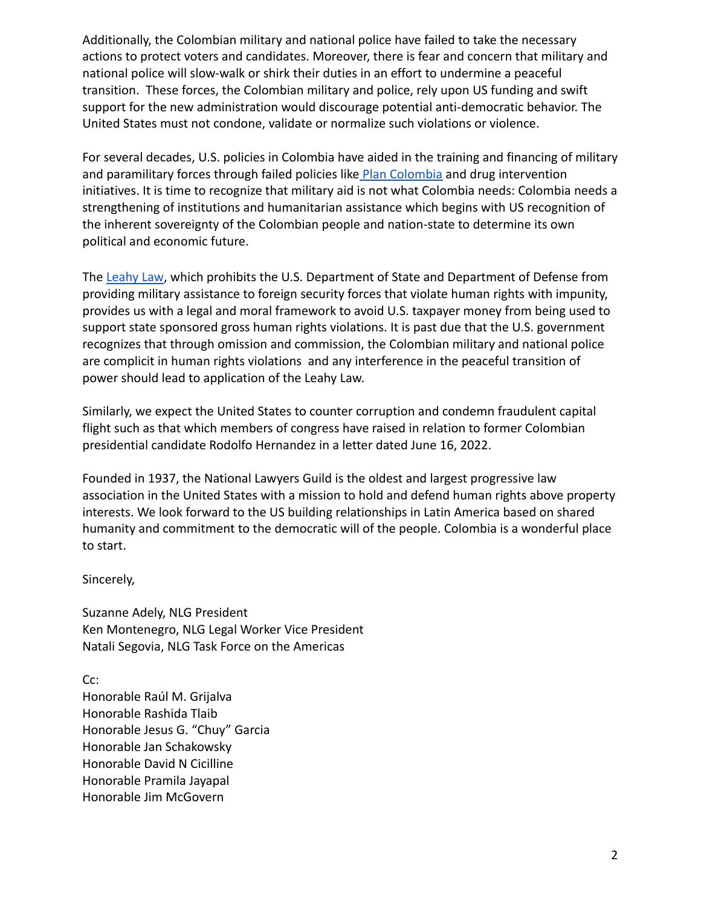Additionally, the Colombian military and national police have failed to take the necessary actions to protect voters and candidates. Moreover, there is fear and concern that military and national police will slow-walk or shirk their duties in an effort to undermine a peaceful transition. These forces, the Colombian military and police, rely upon US funding and swift support for the new administration would discourage potential anti-democratic behavior. The United States must not condone, validate or normalize such violations or violence.

For several decades, U.S. policies in Colombia have aided in the training and financing of military and paramilitary forces through failed policies like Plan Colombia and drug intervention initiatives. It is time to recognize that military aid is not what Colombia needs: Colombia needs a strengthening of institutions and humanitarian assistance which begins with US recognition of the inherent sovereignty of the Colombian people and nation-state to determine its own political and economic future.

The Leahy Law, which prohibits the U.S. Department of State and Department of Defense from providing military assistance to foreign security forces that violate human rights with impunity, provides us with a legal and moral framework to avoid U.S. taxpayer money from being used to support state sponsored gross human rights violations. It is past due that the U.S. government recognizes that through omission and commission, the Colombian military and national police are complicit in human rights violations and any interference in the peaceful transition of power should lead to application of the Leahy Law.

Similarly, we expect the United States to counter corruption and condemn fraudulent capital flight such as that which members of congress have raised in relation to former Colombian presidential candidate Rodolfo Hernandez in a letter dated June 16, 2022.

Founded in 1937, the National Lawyers Guild is the oldest and largest progressive law association in the United States with a mission to hold and defend human rights above property interests. We look forward to the US building relationships in Latin America based on shared humanity and commitment to the democratic will of the people. Colombia is a wonderful place to start.

Sincerely,

Suzanne Adely, NLG President
Ken Montenegro, NLG Legal Worker Vice President
Natali Segovia, NLG Task Force on the Americas

Cc:
Honorable Raúl M. Grijalva
Honorable Rashida Tlaib
Honorable Jesus G. "Chuy" Garcia
Honorable Jan Schakowsky
Honorable David N Cicilline
Honorable Pramila Jayapal
Honorable Jim McGovern